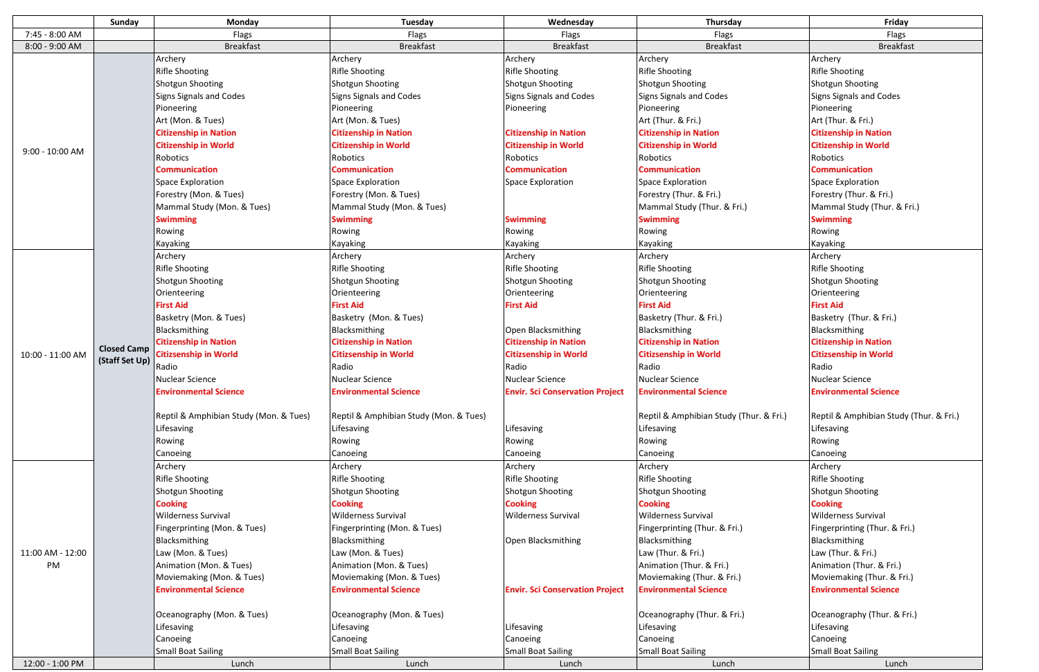| | Sunday | Monday | Tuesday | Wednesday | Thursday | Friday |
|---|---|---|---|---|---|---|
| 7:45 - 8:00 AM | | Flags | Flags | Flags | Flags | Flags |
| 8:00 - 9:00 AM | | Breakfast | Breakfast | Breakfast | Breakfast | Breakfast |
| 9:00 - 10:00 AM | Closed Camp (Staff Set Up) | Archery<br>Rifle Shooting<br>Shotgun Shooting<br>Signs Signals and Codes<br>Pioneering<br>Art (Mon. & Tues)<br>**Citizenship in Nation**<br>**Citizenship in World**<br>Robotics<br>**Communication**<br>Space Exploration<br>Forestry (Mon. & Tues)<br>Mammal Study (Mon. & Tues)<br>**Swimming**<br>Rowing<br>Kayaking | Archery<br>Rifle Shooting<br>Shotgun Shooting<br>Signs Signals and Codes<br>Pioneering<br>Art (Mon. & Tues)<br>**Citizenship in Nation**<br>**Citizenship in World**<br>Robotics<br>**Communication**<br>Space Exploration<br>Forestry (Mon. & Tues)<br>Mammal Study (Mon. & Tues)<br>**Swimming**<br>Rowing<br>Kayaking | Archery<br>Rifle Shooting<br>Shotgun Shooting<br>Signs Signals and Codes<br>Pioneering<br>**Citizenship in Nation**<br>**Citizenship in World**<br>Robotics<br>**Communication**<br>Space Exploration<br>**Swimming**<br>Rowing<br>Kayaking | Archery<br>Rifle Shooting<br>Shotgun Shooting<br>Signs Signals and Codes<br>Pioneering<br>Art (Thur. & Fri.)<br>**Citizenship in Nation**<br>**Citizenship in World**<br>Robotics<br>**Communication**<br>Space Exploration<br>Forestry (Thur. & Fri.)<br>Mammal Study (Thur. & Fri.)<br>**Swimming**<br>Rowing<br>Kayaking | Archery<br>Rifle Shooting<br>Shotgun Shooting<br>Signs Signals and Codes<br>Pioneering<br>Art (Thur. & Fri.)<br>**Citizenship in Nation**<br>**Citizenship in World**<br>Robotics<br>**Communication**<br>Space Exploration<br>Forestry (Thur. & Fri.)<br>Mammal Study (Thur. & Fri.)<br>**Swimming**<br>Rowing<br>Kayaking |
| 10:00 - 11:00 AM | | Archery<br>Rifle Shooting<br>Shotgun Shooting<br>Orienteering<br>**First Aid**<br>Basketry (Mon. & Tues)<br>Blacksmithing<br>**Citizenship in Nation**<br>**Citizsenship in World**<br>Radio<br>Nuclear Science<br>**Environmental Science**<br>Reptil & Amphibian Study (Mon. & Tues)<br>Lifesaving<br>Rowing<br>Canoeing | Archery<br>Rifle Shooting<br>Shotgun Shooting<br>Orienteering<br>**First Aid**<br>Basketry (Mon. & Tues)<br>Blacksmithing<br>**Citizenship in Nation**<br>**Citizsenship in World**<br>Radio<br>Nuclear Science<br>**Environmental Science**<br>Reptil & Amphibian Study (Mon. & Tues)<br>Lifesaving<br>Rowing<br>Canoeing | Archery<br>Rifle Shooting<br>Shotgun Shooting<br>Orienteering<br>**First Aid**<br>Open Blacksmithing<br>**Citizenship in Nation**<br>**Citizsenship in World**<br>Radio<br>Nuclear Science<br>**Envir. Sci Conservation Project**<br>Lifesaving<br>Rowing<br>Canoeing | Archery<br>Rifle Shooting<br>Shotgun Shooting<br>Orienteering<br>**First Aid**<br>Basketry (Thur. & Fri.)<br>Blacksmithing<br>**Citizenship in Nation**<br>**Citizsenship in World**<br>Radio<br>Nuclear Science<br>**Environmental Science**<br>Reptil & Amphibian Study (Thur. & Fri.)<br>Lifesaving<br>Rowing<br>Canoeing | Archery<br>Rifle Shooting<br>Shotgun Shooting<br>Orienteering<br>**First Aid**<br>Basketry (Thur. & Fri.)<br>Blacksmithing<br>**Citizenship in Nation**<br>**Citizsenship in World**<br>Radio<br>Nuclear Science<br>**Environmental Science**<br>Reptil & Amphibian Study (Thur. & Fri.)<br>Lifesaving<br>Rowing<br>Canoeing |
| 11:00 AM - 12:00 PM | | Archery<br>Rifle Shooting<br>Shotgun Shooting<br>**Cooking**<br>Wilderness Survival<br>Fingerprinting (Mon. & Tues)<br>Blacksmithing<br>Law (Mon. & Tues)<br>Animation (Mon. & Tues)<br>Moviemaking (Mon. & Tues)<br>**Environmental Science**<br>Oceanography (Mon. & Tues)<br>Lifesaving<br>Canoeing<br>Small Boat Sailing | Archery<br>Rifle Shooting<br>Shotgun Shooting<br>**Cooking**<br>Wilderness Survival<br>Fingerprinting (Mon. & Tues)<br>Blacksmithing<br>Law (Mon. & Tues)<br>Animation (Mon. & Tues)<br>Moviemaking (Mon. & Tues)<br>**Environmental Science**<br>Oceanography (Mon. & Tues)<br>Lifesaving<br>Canoeing<br>Small Boat Sailing | Archery<br>Rifle Shooting<br>Shotgun Shooting<br>**Cooking**<br>Wilderness Survival<br>Open Blacksmithing<br>**Envir. Sci Conservation Project**<br>Lifesaving<br>Canoeing<br>Small Boat Sailing | Archery<br>Rifle Shooting<br>Shotgun Shooting<br>**Cooking**<br>Wilderness Survival<br>Fingerprinting (Thur. & Fri.)<br>Blacksmithing<br>Law (Thur. & Fri.)<br>Animation (Thur. & Fri.)<br>Moviemaking (Thur. & Fri.)<br>**Environmental Science**<br>Oceanography (Thur. & Fri.)<br>Lifesaving<br>Canoeing<br>Small Boat Sailing | Archery<br>Rifle Shooting<br>Shotgun Shooting<br>**Cooking**<br>Wilderness Survival<br>Fingerprinting (Thur. & Fri.)<br>Blacksmithing<br>Law (Thur. & Fri.)<br>Animation (Thur. & Fri.)<br>Moviemaking (Thur. & Fri.)<br>**Environmental Science**<br>Oceanography (Thur. & Fri.)<br>Lifesaving<br>Canoeing<br>Small Boat Sailing |
| 12:00 - 1:00 PM | | Lunch | Lunch | Lunch | Lunch | Lunch |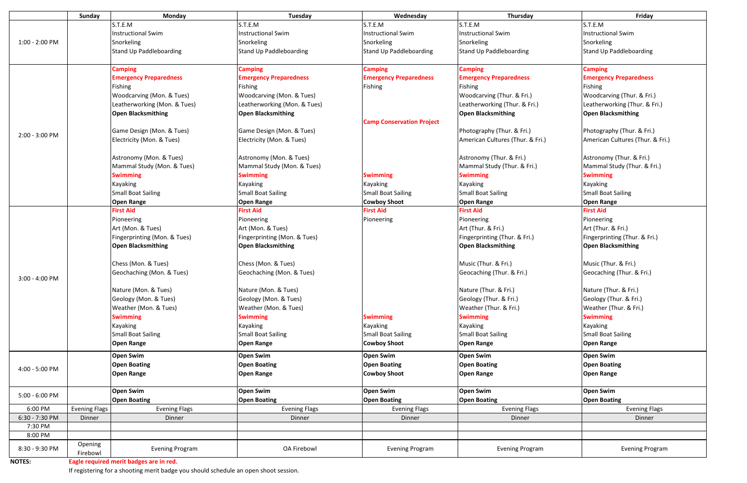| | Sunday | Monday | Tuesday | Wednesday | Thursday | Friday |
|---|---|---|---|---|---|---|
| 1:00 - 2:00 PM | | S.T.E.M<br>Instructional Swim<br>Snorkeling<br>Stand Up Paddleboarding | S.T.E.M<br>Instructional Swim<br>Snorkeling<br>Stand Up Paddleboarding | S.T.E.M<br>Instructional Swim<br>Snorkeling<br>Stand Up Paddleboarding | S.T.E.M<br>Instructional Swim<br>Snorkeling<br>Stand Up Paddleboarding | S.T.E.M<br>Instructional Swim<br>Snorkeling<br>Stand Up Paddleboarding |
| 2:00 - 3:00 PM | | **Camping**<br>**Emergency Preparedness**<br>Fishing<br>Woodcarving (Mon. & Tues)<br>Leatherworking (Mon. & Tues)<br>**Open Blacksmithing**<br>Game Design (Mon. & Tues)<br>Electricity (Mon. & Tues)<br>Astronomy (Mon. & Tues)<br>Mammal Study (Mon. & Tues)<br>**Swimming**<br>Kayaking<br>Small Boat Sailing<br>**Open Range** | **Camping**<br>**Emergency Preparedness**<br>Fishing<br>Woodcarving (Mon. & Tues)<br>Leatherworking (Mon. & Tues)<br>**Open Blacksmithing**<br>Game Design (Mon. & Tues)<br>Electricity (Mon. & Tues)<br>Astronomy (Mon. & Tues)<br>Mammal Study (Mon. & Tues)<br>**Swimming**<br>Kayaking<br>Small Boat Sailing<br>**Open Range** | **Camping**<br>**Emergency Preparedness**<br>Fishing<br>**Camp Conservation Project**<br>**Swimming**<br>Kayaking<br>Small Boat Sailing<br>**Cowboy Shoot** | **Camping**<br>**Emergency Preparedness**<br>Fishing<br>Woodcarving (Thur. & Fri.)<br>Leatherworking (Thur. & Fri.)<br>**Open Blacksmithing**<br>Photography (Thur. & Fri.)<br>American Cultures (Thur. & Fri.)<br>Astronomy (Thur. & Fri.)<br>Mammal Study (Thur. & Fri.)<br>**Swimming**<br>Kayaking<br>Small Boat Sailing<br>**Open Range** | **Camping**<br>**Emergency Preparedness**<br>Fishing<br>Woodcarving (Thur. & Fri.)<br>Leatherworking (Thur. & Fri.)<br>**Open Blacksmithing**<br>Photography (Thur. & Fri.)<br>American Cultures (Thur. & Fri.)<br>Astronomy (Thur. & Fri.)<br>Mammal Study (Thur. & Fri.)<br>**Swimming**<br>Kayaking<br>Small Boat Sailing<br>**Open Range** |
| 3:00 - 4:00 PM | | **First Aid**<br>Pioneering<br>Art (Mon. & Tues)<br>Fingerprinting (Mon. & Tues)<br>**Open Blacksmithing**<br>Chess (Mon. & Tues)<br>Geochaching (Mon. & Tues)<br>Nature (Mon. & Tues)<br>Geology (Mon. & Tues)<br>Weather (Mon. & Tues)<br>**Swimming**<br>Kayaking<br>Small Boat Sailing<br>**Open Range** | **First Aid**<br>Pioneering<br>Art (Mon. & Tues)<br>Fingerprinting (Mon. & Tues)<br>**Open Blacksmithing**<br>Chess (Mon. & Tues)<br>Geochaching (Mon. & Tues)<br>Nature (Mon. & Tues)<br>Geology (Mon. & Tues)<br>Weather (Mon. & Tues)<br>**Swimming**<br>Kayaking<br>Small Boat Sailing<br>**Open Range** | **First Aid**<br>Pioneering<br>**Swimming**<br>Kayaking<br>Small Boat Sailing<br>**Cowboy Shoot** | **First Aid**<br>Pioneering<br>Art (Thur. & Fri.)<br>Fingerprinting (Thur. & Fri.)<br>**Open Blacksmithing**<br>Music (Thur. & Fri.)<br>Geocaching (Thur. & Fri.)<br>Nature (Thur. & Fri.)<br>Geology (Thur. & Fri.)<br>Weather (Thur. & Fri.)<br>**Swimming**<br>Kayaking<br>Small Boat Sailing<br>**Open Range** | **First Aid**<br>Pioneering<br>Art (Thur. & Fri.)<br>Fingerprinting (Thur. & Fri.)<br>**Open Blacksmithing**<br>Music (Thur. & Fri.)<br>Geocaching (Thur. & Fri.)<br>Nature (Thur. & Fri.)<br>Geology (Thur. & Fri.)<br>Weather (Thur. & Fri.)<br>**Swimming**<br>Kayaking<br>Small Boat Sailing<br>**Open Range** |
| 4:00 - 5:00 PM | | **Open Swim**<br>**Open Boating**<br>**Open Range** | **Open Swim**<br>**Open Boating**<br>**Open Range** | **Open Swim**<br>**Open Boating**<br>**Cowboy Shoot** | **Open Swim**<br>**Open Boating**<br>**Open Range** | **Open Swim**<br>**Open Boating**<br>**Open Range** |
| 5:00 - 6:00 PM | | **Open Swim**<br>**Open Boating** | **Open Swim**<br>**Open Boating** | **Open Swim**<br>**Open Boating** | **Open Swim**<br>**Open Boating** | **Open Swim**<br>**Open Boating** |
| 6:00 PM | Evening Flags | Evening Flags | Evening Flags | Evening Flags | Evening Flags | Evening Flags |
| 6:30 - 7:30 PM | Dinner | Dinner | Dinner | Dinner | Dinner | Dinner |
| 7:30 PM | | | | | | |
| 8:00 PM | | | | | | |
| 8:30 - 9:30 PM | Opening Firebowl | Evening Program | OA Firebowl | Evening Program | Evening Program | Evening Program |

**NOTES:** **Eagle required merit badges are in red.**

If registering for a shooting merit badge you should schedule an open shoot session.